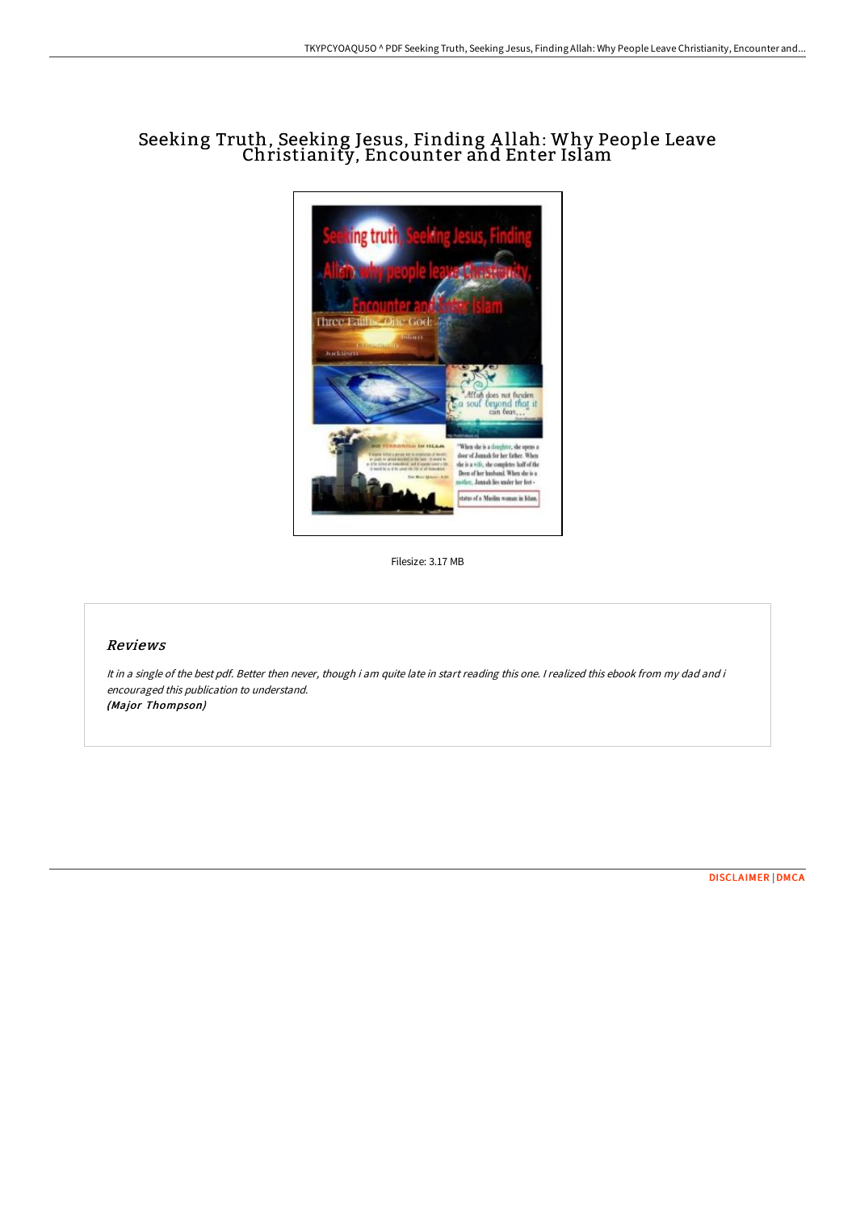# Seeking Truth, Seeking Jesus, Finding Allah: Why People Leave Christianity, Encounter and Enter Islam

Filesize: 3.17 MB

## Reviews

*It in a single of the best pdf. Better then never, though i am quite late in start reading this one. I realized this ebook from my dad and i encouraged this publication to understand.*
***(Major Thompson)***

DISCLAIMER | DMCA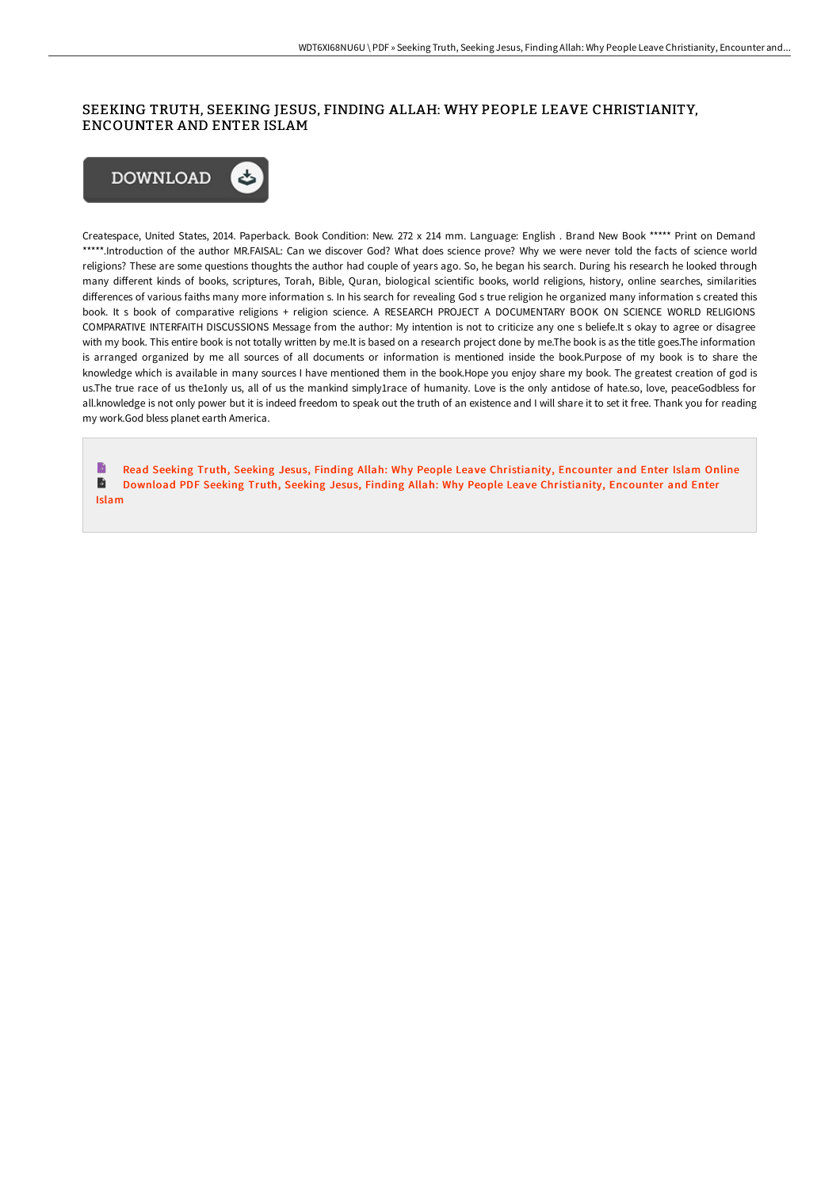## SEEKING TRUTH, SEEKING JESUS, FINDING ALLAH: WHY PEOPLE LEAVE CHRISTIANITY, ENCOUNTER AND ENTER ISLAM

DOWNLOAD

Createspace, United States, 2014. Paperback. Book Condition: New. 272 x 214 mm. Language: English . Brand New Book ***** Print on Demand *****.Introduction of the author MR.FAISAL: Can we discover God? What does science prove? Why we were never told the facts of science world religions? These are some questions thoughts the author had couple of years ago. So, he began his search. During his research he looked through many different kinds of books, scriptures, Torah, Bible, Quran, biological scientific books, world religions, history, online searches, similarities differences of various faiths many more information s. In his search for revealing God s true religion he organized many information s created this book. It s book of comparative religions + religion science. A RESEARCH PROJECT A DOCUMENTARY BOOK ON SCIENCE WORLD RELIGIONS COMPARATIVE INTERFAITH DISCUSSIONS Message from the author: My intention is not to criticize any one s beliefe.It s okay to agree or disagree with my book. This entire book is not totally written by me.It is based on a research project done by me.The book is as the title goes.The information is arranged organized by me all sources of all documents or information is mentioned inside the book.Purpose of my book is to share the knowledge which is available in many sources I have mentioned them in the book.Hope you enjoy share my book. The greatest creation of god is us.The true race of us the1only us, all of us the mankind simply1race of humanity. Love is the only antidose of hate.so, love, peaceGodbless for all.knowledge is not only power but it is indeed freedom to speak out the truth of an existence and I will share it to set it free. Thank you for reading my work.God bless planet earth America.

Read Seeking Truth, Seeking Jesus, Finding Allah: Why People Leave Christianity, Encounter and Enter Islam Online

Download PDF Seeking Truth, Seeking Jesus, Finding Allah: Why People Leave Christianity, Encounter and Enter Islam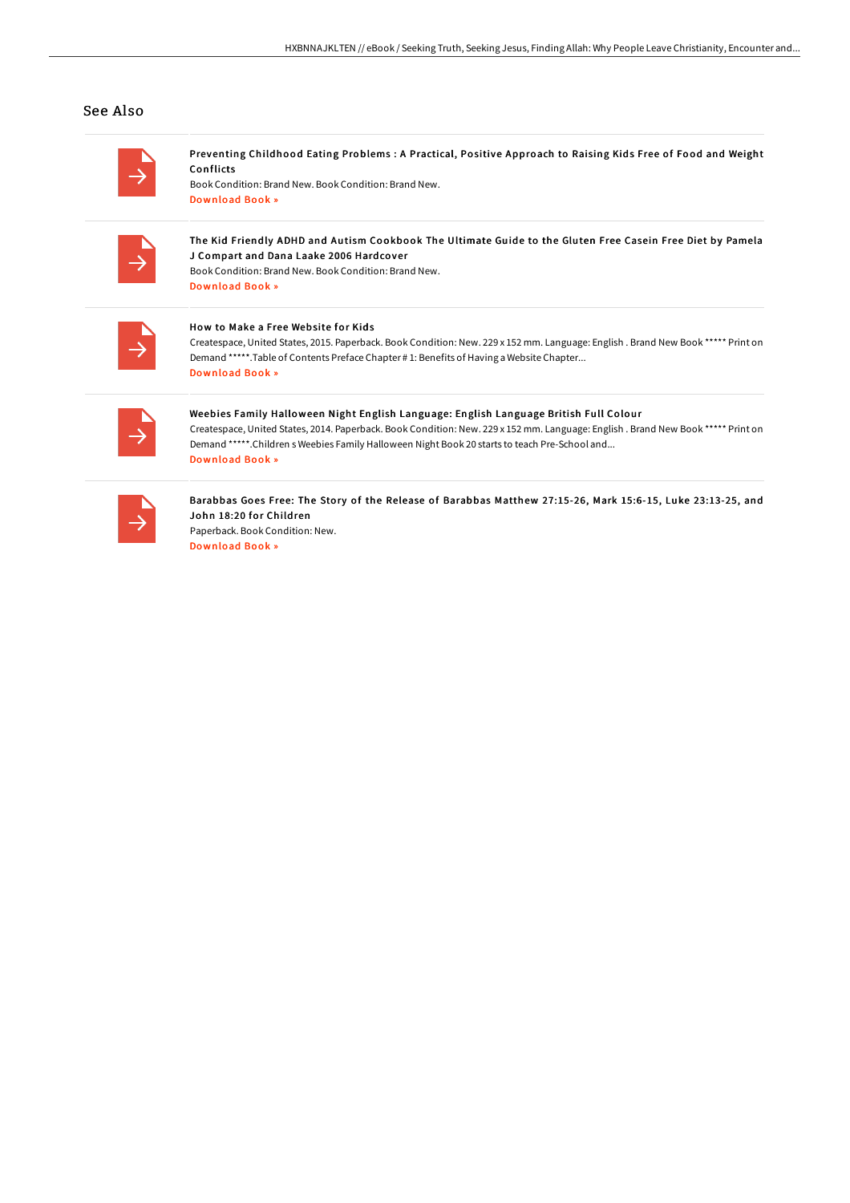## See Also

**Preventing Childhood Eating Problems : A Practical, Positive Approach to Raising Kids Free of Food and Weight Conflicts**

Book Condition: Brand New. Book Condition: Brand New.

Download Book »

**The Kid Friendly ADHD and Autism Cookbook The Ultimate Guide to the Gluten Free Casein Free Diet by Pamela J Compart and Dana Laake 2006 Hardcover**

Book Condition: Brand New. Book Condition: Brand New.

Download Book »

**How to Make a Free Website for Kids**

Createspace, United States, 2015. Paperback. Book Condition: New. 229 x 152 mm. Language: English . Brand New Book ***** Print on Demand *****.Table of Contents Preface Chapter # 1: Benefits of Having a Website Chapter...

Download Book »

**Weebies Family Halloween Night English Language: English Language British Full Colour**

Createspace, United States, 2014. Paperback. Book Condition: New. 229 x 152 mm. Language: English . Brand New Book ***** Print on Demand *****.Children s Weebies Family Halloween Night Book 20 starts to teach Pre-School and...

Download Book »

**Barabbas Goes Free: The Story of the Release of Barabbas Matthew 27:15-26, Mark 15:6-15, Luke 23:13-25, and John 18:20 for Children**

Paperback. Book Condition: New.

Download Book »